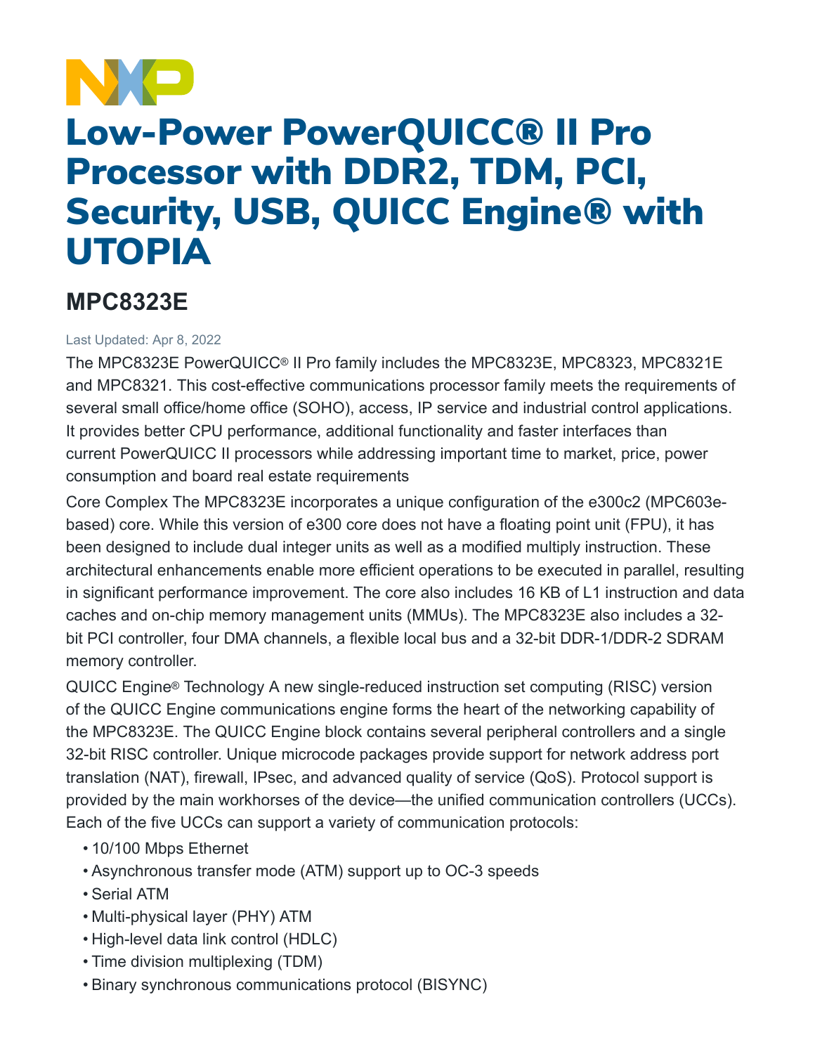# Low-Power PowerQUICC® II Pro Processor with DDR2, TDM, PCI, Security, USB, QUICC Engine® with UTOPIA

## MPC8323E

Last Updated: Apr 8, 2022

The MPC8323E PowerQUICC® II Pro family includes the MPC8323E, MPC8323, MPC8321E and MPC8321. This cost-effective communications processor family meets the requirements of several small office/home office (SOHO), access, IP service and industrial control applications. It provides better CPU performance, additional functionality and faster interfaces than current PowerQUICC II processors while addressing important time to market, price, power consumption and board real estate requirements

Core Complex The MPC8323E incorporates a unique configuration of the e300c2 (MPC603e-based) core. While this version of e300 core does not have a floating point unit (FPU), it has been designed to include dual integer units as well as a modified multiply instruction. These architectural enhancements enable more efficient operations to be executed in parallel, resulting in significant performance improvement. The core also includes 16 KB of L1 instruction and data caches and on-chip memory management units (MMUs). The MPC8323E also includes a 32-bit PCI controller, four DMA channels, a flexible local bus and a 32-bit DDR-1/DDR-2 SDRAM memory controller.

QUICC Engine® Technology A new single-reduced instruction set computing (RISC) version of the QUICC Engine communications engine forms the heart of the networking capability of the MPC8323E. The QUICC Engine block contains several peripheral controllers and a single 32-bit RISC controller. Unique microcode packages provide support for network address port translation (NAT), firewall, IPsec, and advanced quality of service (QoS). Protocol support is provided by the main workhorses of the device—the unified communication controllers (UCCs). Each of the five UCCs can support a variety of communication protocols:

- 10/100 Mbps Ethernet
- Asynchronous transfer mode (ATM) support up to OC-3 speeds
- Serial ATM
- Multi-physical layer (PHY) ATM
- High-level data link control (HDLC)
- Time division multiplexing (TDM)
- Binary synchronous communications protocol (BISYNC)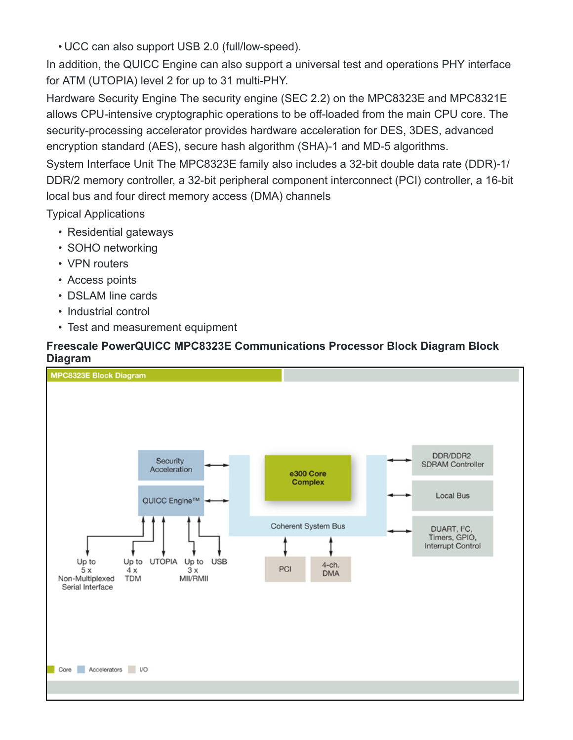- UCC can also support USB 2.0 (full/low-speed).

In addition, the QUICC Engine can also support a universal test and operations PHY interface for ATM (UTOPIA) level 2 for up to 31 multi-PHY.

Hardware Security Engine The security engine (SEC 2.2) on the MPC8323E and MPC8321E allows CPU-intensive cryptographic operations to be off-loaded from the main CPU core. The security-processing accelerator provides hardware acceleration for DES, 3DES, advanced encryption standard (AES), secure hash algorithm (SHA)-1 and MD-5 algorithms.

System Interface Unit The MPC8323E family also includes a 32-bit double data rate (DDR)-1/ DDR/2 memory controller, a 32-bit peripheral component interconnect (PCI) controller, a 16-bit local bus and four direct memory access (DMA) channels

Typical Applications

- Residential gateways
- SOHO networking
- VPN routers
- Access points
- DSLAM line cards
- Industrial control
- Test and measurement equipment

**Freescale PowerQUICC MPC8323E Communications Processor Block Diagram Block Diagram**

MPC8323E Block Diagram

Security Acceleration

QUICC Engine™

e300 Core Complex

Coherent System Bus

DDR/DDR2 SDRAM Controller

Local Bus

DUART, I²C, Timers, GPIO, Interrupt Control

PCI

4-ch. DMA

Up to 5 x Non-Multiplexed Serial Interface

Up to 4 x TDM

UTOPIA

Up to 3 x MII/RMII

USB

Core Accelerators I/O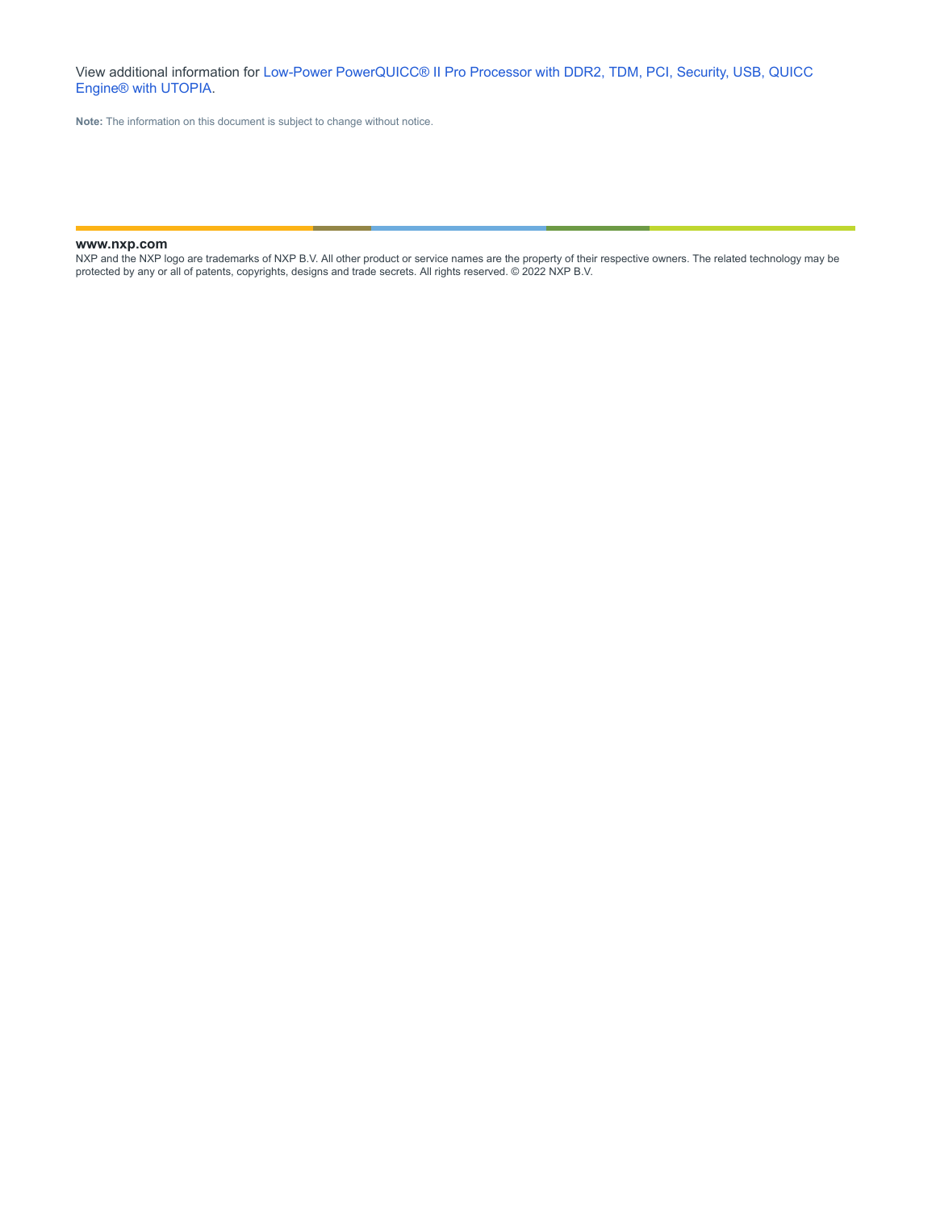View additional information for Low-Power PowerQUICC® II Pro Processor with DDR2, TDM, PCI, Security, USB, QUICC Engine® with UTOPIA.

**Note:** The information on this document is subject to change without notice.

**www.nxp.com**

NXP and the NXP logo are trademarks of NXP B.V. All other product or service names are the property of their respective owners. The related technology may be protected by any or all of patents, copyrights, designs and trade secrets. All rights reserved. © 2022 NXP B.V.